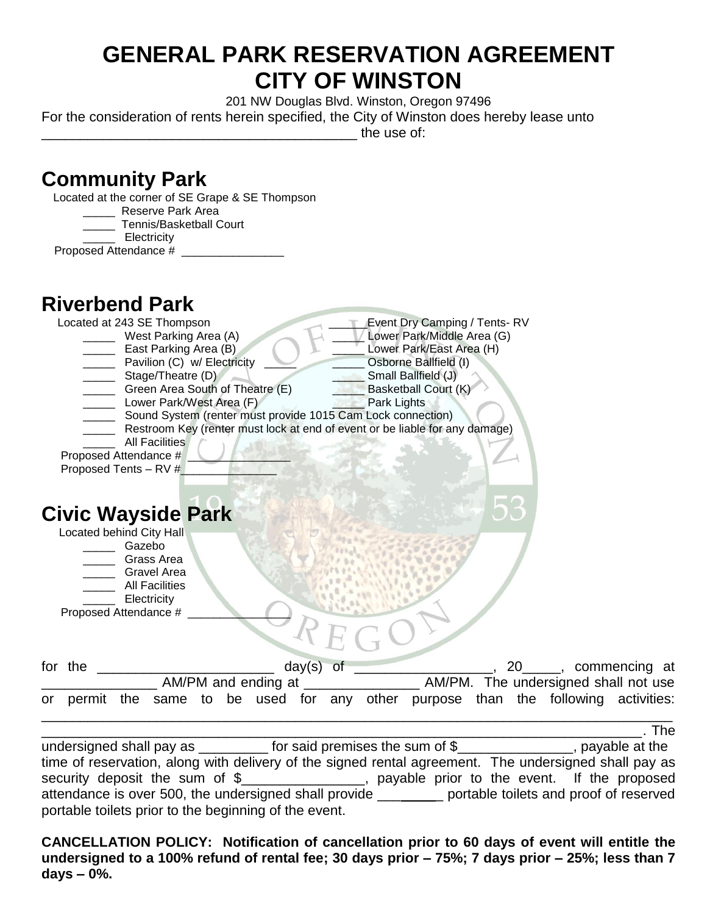# GENERAL PARK RESERVATION AGREEMENT
# CITY OF WINSTON

201 NW Douglas Blvd. Winston, Oregon 97496

For the consideration of rents herein specified, the City of Winston does hereby lease unto \_\_\_\_\_\_\_\_\_\_\_\_\_\_\_\_\_\_\_\_\_\_\_\_\_\_\_\_\_\_\_\_\_\_\_\_\_\_\_\_\_ the use of:

## Community Park

Located at the corner of SE Grape & SE Thompson

\_\_\_\_\_ Reserve Park Area
\_\_\_\_\_ Tennis/Basketball Court
\_\_\_\_\_ Electricity

Proposed Attendance # \_\_\_\_\_\_\_\_\_\_\_\_\_\_\_\_

## Riverbend Park

Located at 243 SE Thompson

\_\_\_\_\_ West Parking Area (A)
\_\_\_\_\_ East Parking Area (B)
\_\_\_\_\_ Pavilion (C) w/ Electricity \_\_\_\_\_
\_\_\_\_\_ Stage/Theatre (D)
\_\_\_\_\_ Green Area South of Theatre (E)
\_\_\_\_\_ Lower Park/West Area (F)
\_\_\_\_\_ Event Dry Camping / Tents- RV
\_\_\_\_\_ Lower Park/Middle Area (G)
\_\_\_\_\_ Lower Park/East Area (H)
\_\_\_\_\_ Osborne Ballfield (I)
\_\_\_\_\_ Small Ballfield (J)
\_\_\_\_\_ Basketball Court (K)
\_\_\_\_\_ Park Lights
\_\_\_\_\_ Sound System (renter must provide 1015 Cam Lock connection)
\_\_\_\_\_ Restroom Key (renter must lock at end of event or be liable for any damage)
\_\_\_\_\_ All Facilities

Proposed Attendance # \_\_\_\_\_\_\_\_\_\_\_\_\_\_\_\_
Proposed Tents – RV #\_\_\_\_\_\_\_\_\_\_\_\_\_\_\_

## Civic Wayside Park

Located behind City Hall

\_\_\_\_\_ Gazebo
\_\_\_\_\_ Grass Area
\_\_\_\_\_ Gravel Area
\_\_\_\_\_ All Facilities
\_\_\_\_\_ Electricity

Proposed Attendance # \_\_\_\_\_\_\_\_\_\_\_\_\_\_\_\_

for the \_\_\_\_\_\_\_\_\_\_\_\_\_\_\_\_\_\_\_\_\_\_\_ day(s) of \_\_\_\_\_\_\_\_\_\_\_\_\_\_\_\_\_\_, 20\_\_\_\_\_, commencing at \_\_\_\_\_\_\_\_\_\_\_\_\_\_\_ AM/PM and ending at \_\_\_\_\_\_\_\_\_\_\_\_\_\_\_ AM/PM. The undersigned shall not use or permit the same to be used for any other purpose than the following activities: \_\_\_\_\_\_\_\_\_\_\_\_\_\_\_\_\_\_\_\_\_\_\_\_\_\_\_\_\_\_\_\_\_\_\_\_\_\_\_\_\_\_\_\_\_\_\_\_\_\_\_\_\_\_\_\_\_\_\_\_\_\_\_\_\_\_\_\_\_\_\_\_\_\_\_\_\_\_\_\_\_\_\_\_\_\_\_\_\_\_\_\_\_\_\_\_\_\_\_\_\_\_\_\_\_\_\_\_\_\_\_\_\_\_\_\_\_\_\_\_\_\_\_\_\_\_\_\_\_\_\_\_\_\_\_\_\_\_\_\_\_\_\_\_\_\_\_\_\_\_\_\_\_\_\_\_\_\_\_\_\_\_\_\_\_\_\_\_\_\_. The undersigned shall pay as \_\_\_\_\_\_\_\_\_ for said premises the sum of $\_\_\_\_\_\_\_\_\_\_\_\_\_\_\_, payable at the time of reservation, along with delivery of the signed rental agreement. The undersigned shall pay as security deposit the sum of $\_\_\_\_\_\_\_\_\_\_\_\_\_\_\_\_, payable prior to the event. If the proposed attendance is over 500, the undersigned shall provide \_\_\_\_\_\_\_\_\_ portable toilets and proof of reserved portable toilets prior to the beginning of the event.

**CANCELLATION POLICY: Notification of cancellation prior to 60 days of event will entitle the undersigned to a 100% refund of rental fee; 30 days prior – 75%; 7 days prior – 25%; less than 7 days – 0%.**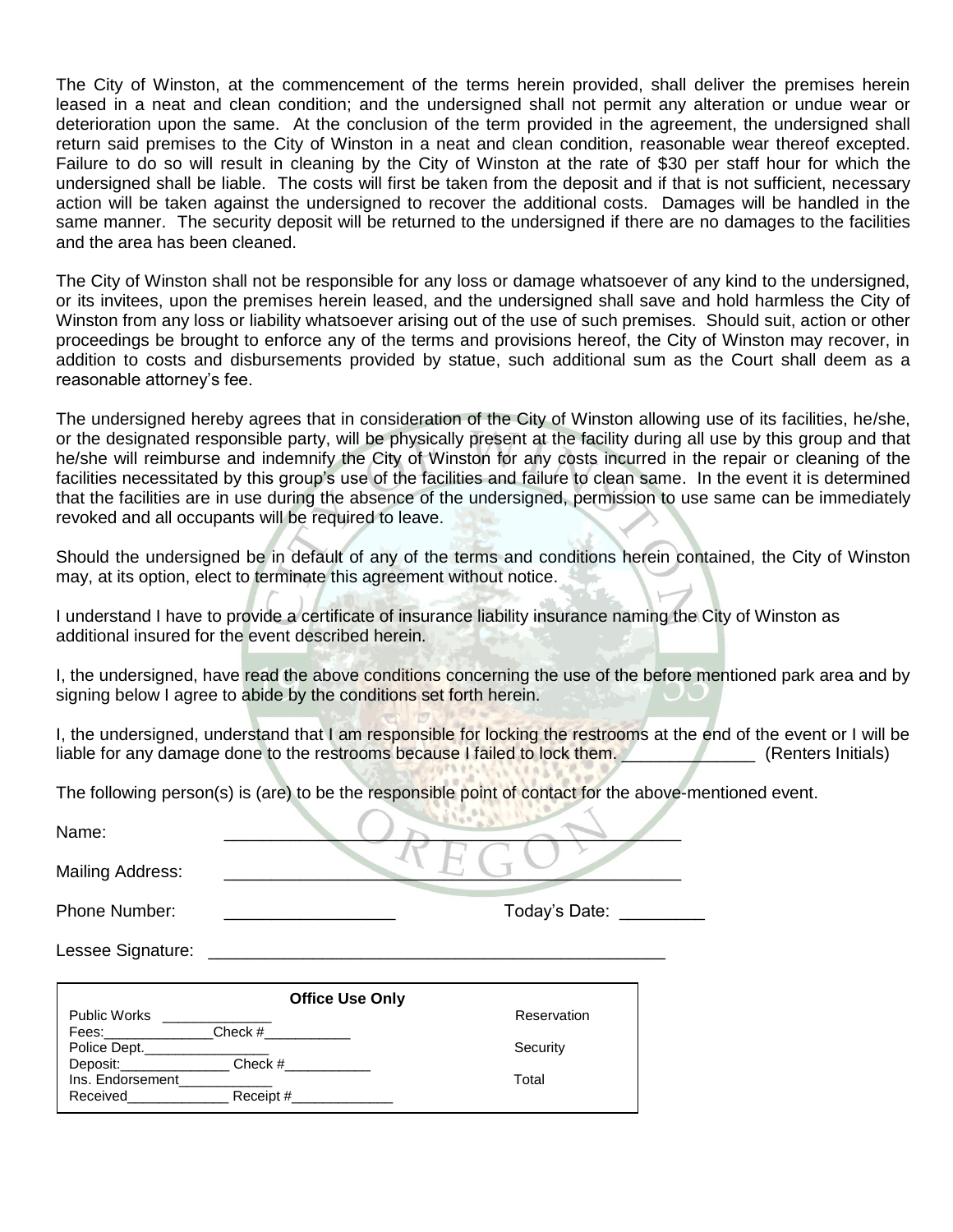The City of Winston, at the commencement of the terms herein provided, shall deliver the premises herein leased in a neat and clean condition; and the undersigned shall not permit any alteration or undue wear or deterioration upon the same. At the conclusion of the term provided in the agreement, the undersigned shall return said premises to the City of Winston in a neat and clean condition, reasonable wear thereof excepted. Failure to do so will result in cleaning by the City of Winston at the rate of $30 per staff hour for which the undersigned shall be liable. The costs will first be taken from the deposit and if that is not sufficient, necessary action will be taken against the undersigned to recover the additional costs. Damages will be handled in the same manner. The security deposit will be returned to the undersigned if there are no damages to the facilities and the area has been cleaned.

The City of Winston shall not be responsible for any loss or damage whatsoever of any kind to the undersigned, or its invitees, upon the premises herein leased, and the undersigned shall save and hold harmless the City of Winston from any loss or liability whatsoever arising out of the use of such premises. Should suit, action or other proceedings be brought to enforce any of the terms and provisions hereof, the City of Winston may recover, in addition to costs and disbursements provided by statue, such additional sum as the Court shall deem as a reasonable attorney's fee.

The undersigned hereby agrees that in consideration of the City of Winston allowing use of its facilities, he/she, or the designated responsible party, will be physically present at the facility during all use by this group and that he/she will reimburse and indemnify the City of Winston for any costs incurred in the repair or cleaning of the facilities necessitated by this group's use of the facilities and failure to clean same. In the event it is determined that the facilities are in use during the absence of the undersigned, permission to use same can be immediately revoked and all occupants will be required to leave.

Should the undersigned be in default of any of the terms and conditions herein contained, the City of Winston may, at its option, elect to terminate this agreement without notice.

I understand I have to provide a certificate of insurance liability insurance naming the City of Winston as additional insured for the event described herein.

I, the undersigned, have read the above conditions concerning the use of the before mentioned park area and by signing below I agree to abide by the conditions set forth herein.

I, the undersigned, understand that I am responsible for locking the restrooms at the end of the event or I will be liable for any damage done to the restrooms because I failed to lock them. ______________ (Renters Initials)

The following person(s) is (are) to be the responsible point of contact for the above-mentioned event.

Name: ____________________________________________

Mailing Address: ____________________________________________

Phone Number: __________________ Today's Date: _________

Lessee Signature: ________________________________________________

**Office Use Only**

Public Works ______________ Reservation
Fees:______________Check #___________
Police Dept.________________ Security
Deposit:______________ Check #___________
Ins. Endorsement____________ Total
Received_____________ Receipt #_____________